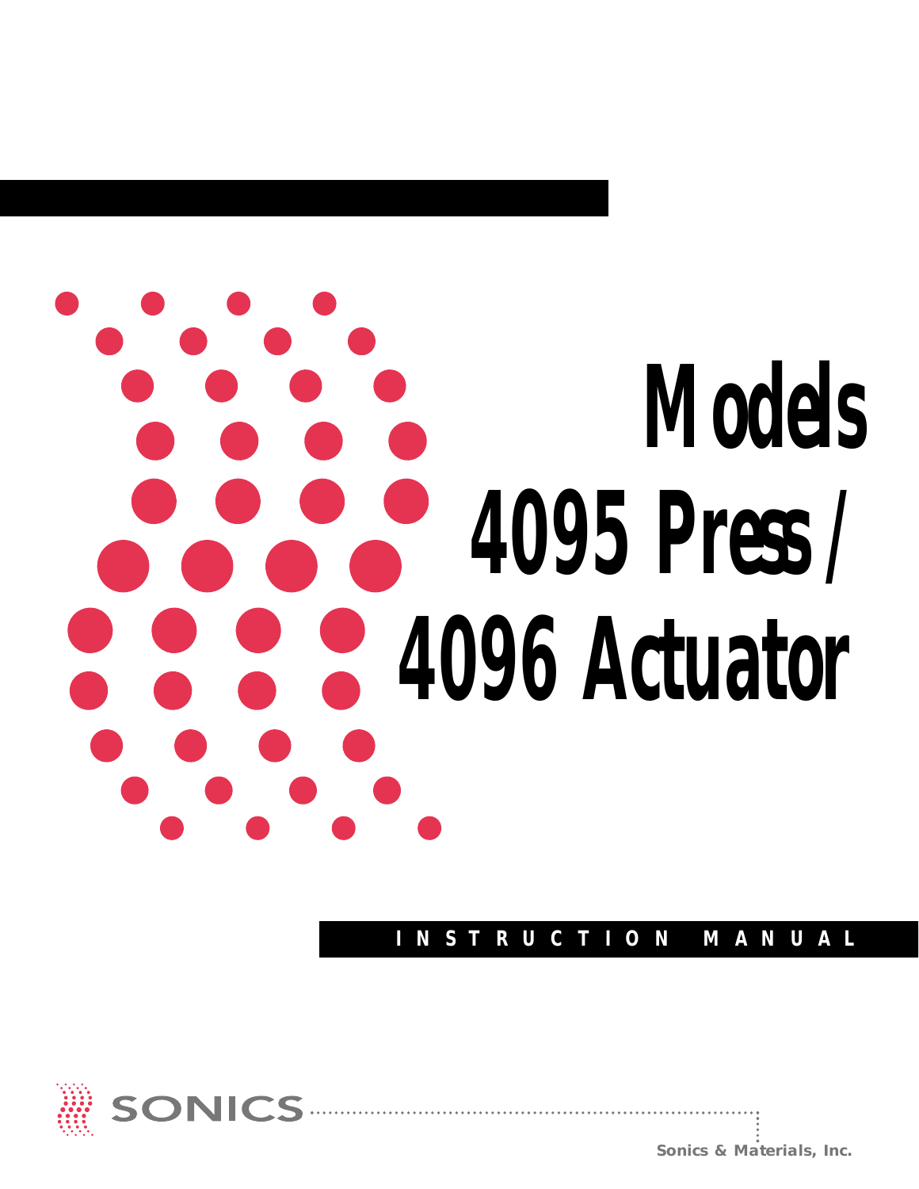# Models 4095 Press / 4096 Actuator

INSTRUCTION MANUAL

SONICS

Sonics & Materials, Inc.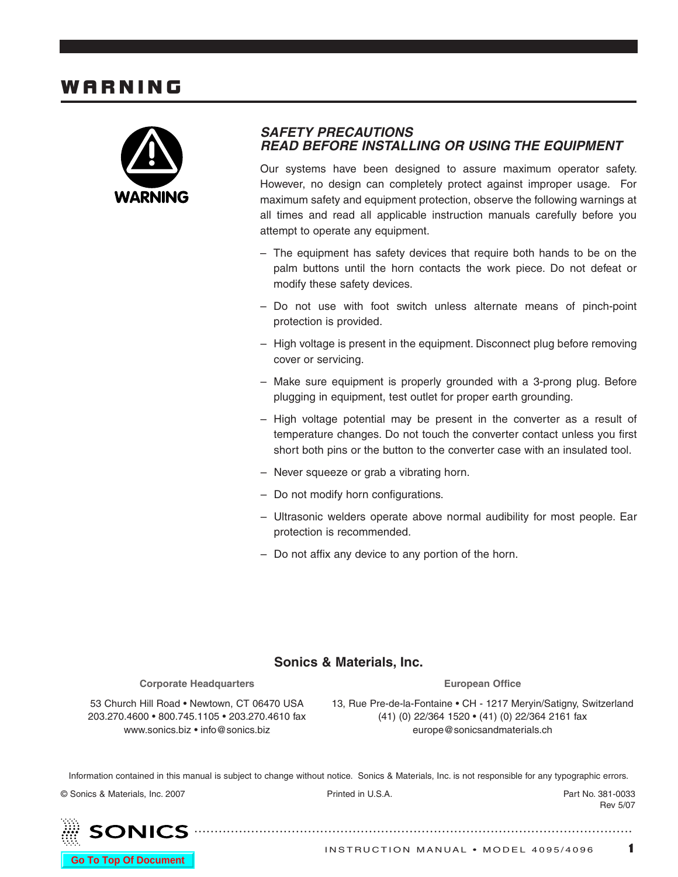# WARNING

WARNING

### *SAFETY PRECAUTIONS*
### *READ BEFORE INSTALLING OR USING THE EQUIPMENT*

Our systems have been designed to assure maximum operator safety. However, no design can completely protect against improper usage. For maximum safety and equipment protection, observe the following warnings at all times and read all applicable instruction manuals carefully before you attempt to operate any equipment.

- The equipment has safety devices that require both hands to be on the palm buttons until the horn contacts the work piece. Do not defeat or modify these safety devices.
- Do not use with foot switch unless alternate means of pinch-point protection is provided.
- High voltage is present in the equipment. Disconnect plug before removing cover or servicing.
- Make sure equipment is properly grounded with a 3-prong plug. Before plugging in equipment, test outlet for proper earth grounding.
- High voltage potential may be present in the converter as a result of temperature changes. Do not touch the converter contact unless you first short both pins or the button to the converter case with an insulated tool.
- Never squeeze or grab a vibrating horn.
- Do not modify horn configurations.
- Ultrasonic welders operate above normal audibility for most people. Ear protection is recommended.
- Do not affix any device to any portion of the horn.

**Sonics & Materials, Inc.**

**Corporate Headquarters**

53 Church Hill Road • Newtown, CT 06470 USA
203.270.4600 • 800.745.1105 • 203.270.4610 fax
www.sonics.biz • info@sonics.biz

**European Office**

13, Rue Pre-de-la-Fontaine • CH - 1217 Meryin/Satigny, Switzerland
(41) (0) 22/364 1520 • (41) (0) 22/364 2161 fax
europe@sonicsandmaterials.ch

Information contained in this manual is subject to change without notice. Sonics & Materials, Inc. is not responsible for any typographic errors.

© Sonics & Materials, Inc. 2007

Printed in U.S.A.

Part No. 381-0033
Rev 5/07

Go To Top Of Document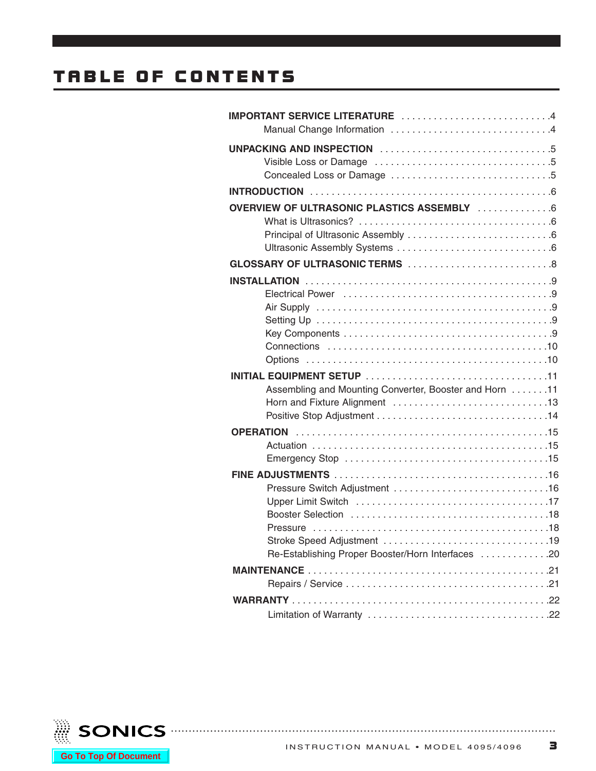# TABLE OF CONTENTS

**IMPORTANT SERVICE LITERATURE** . . . . . . . . . . . . . . . . . . . . . . . . . . . .4
- Manual Change Information . . . . . . . . . . . . . . . . . . . . . . . . . . . . .4

**UNPACKING AND INSPECTION** . . . . . . . . . . . . . . . . . . . . . . . . . . . . . . .5
- Visible Loss or Damage . . . . . . . . . . . . . . . . . . . . . . . . . . . . . . . .5
- Concealed Loss or Damage . . . . . . . . . . . . . . . . . . . . . . . . . . . . .5

**INTRODUCTION** . . . . . . . . . . . . . . . . . . . . . . . . . . . . . . . . . . . . . . . . . . .6

**OVERVIEW OF ULTRASONIC PLASTICS ASSEMBLY** . . . . . . . . . . . . .6
- What is Ultrasonics? . . . . . . . . . . . . . . . . . . . . . . . . . . . . . . . . . . .6
- Principal of Ultrasonic Assembly . . . . . . . . . . . . . . . . . . . . . . . . . .6
- Ultrasonic Assembly Systems . . . . . . . . . . . . . . . . . . . . . . . . . . . .6

**GLOSSARY OF ULTRASONIC TERMS** . . . . . . . . . . . . . . . . . . . . . . . . . .8

**INSTALLATION** . . . . . . . . . . . . . . . . . . . . . . . . . . . . . . . . . . . . . . . . . . . .9
- Electrical Power . . . . . . . . . . . . . . . . . . . . . . . . . . . . . . . . . . . . . .9
- Air Supply . . . . . . . . . . . . . . . . . . . . . . . . . . . . . . . . . . . . . . . . . . .9
- Setting Up . . . . . . . . . . . . . . . . . . . . . . . . . . . . . . . . . . . . . . . . . . .9
- Key Components . . . . . . . . . . . . . . . . . . . . . . . . . . . . . . . . . . . . . .9
- Connections . . . . . . . . . . . . . . . . . . . . . . . . . . . . . . . . . . . . . . . . .10
- Options . . . . . . . . . . . . . . . . . . . . . . . . . . . . . . . . . . . . . . . . . . . . .10

**INITIAL EQUIPMENT SETUP** . . . . . . . . . . . . . . . . . . . . . . . . . . . . . . . . .11
- Assembling and Mounting Converter, Booster and Horn . . . . . . .11
- Horn and Fixture Alignment . . . . . . . . . . . . . . . . . . . . . . . . . . . . .13
- Positive Stop Adjustment . . . . . . . . . . . . . . . . . . . . . . . . . . . . . . .14

**OPERATION** . . . . . . . . . . . . . . . . . . . . . . . . . . . . . . . . . . . . . . . . . . . . . .15
- Actuation . . . . . . . . . . . . . . . . . . . . . . . . . . . . . . . . . . . . . . . . . . .15
- Emergency Stop . . . . . . . . . . . . . . . . . . . . . . . . . . . . . . . . . . . . .15

**FINE ADJUSTMENTS** . . . . . . . . . . . . . . . . . . . . . . . . . . . . . . . . . . . . . . .16
- Pressure Switch Adjustment . . . . . . . . . . . . . . . . . . . . . . . . . . . .16
- Upper Limit Switch . . . . . . . . . . . . . . . . . . . . . . . . . . . . . . . . . . .17
- Booster Selection . . . . . . . . . . . . . . . . . . . . . . . . . . . . . . . . . . . .18
- Pressure . . . . . . . . . . . . . . . . . . . . . . . . . . . . . . . . . . . . . . . . . . .18
- Stroke Speed Adjustment . . . . . . . . . . . . . . . . . . . . . . . . . . . . . .19
- Re-Establishing Proper Booster/Horn Interfaces . . . . . . . . . . . .20

**MAINTENANCE** . . . . . . . . . . . . . . . . . . . . . . . . . . . . . . . . . . . . . . . . . . .21
- Repairs / Service . . . . . . . . . . . . . . . . . . . . . . . . . . . . . . . . . . . . .21

**WARRANTY** . . . . . . . . . . . . . . . . . . . . . . . . . . . . . . . . . . . . . . . . . . . . . .22
- Limitation of Warranty . . . . . . . . . . . . . . . . . . . . . . . . . . . . . . . . .22

Go To Top Of Document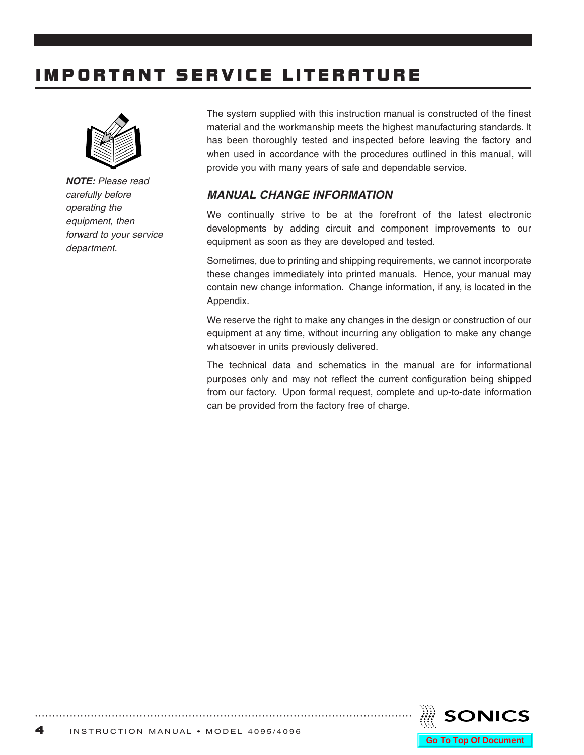# IMPORTANT SERVICE LITERATURE

***NOTE:*** *Please read carefully before operating the equipment, then forward to your service department.*

The system supplied with this instruction manual is constructed of the finest material and the workmanship meets the highest manufacturing standards. It has been thoroughly tested and inspected before leaving the factory and when used in accordance with the procedures outlined in this manual, will provide you with many years of safe and dependable service.

## *MANUAL CHANGE INFORMATION*

We continually strive to be at the forefront of the latest electronic developments by adding circuit and component improvements to our equipment as soon as they are developed and tested.

Sometimes, due to printing and shipping requirements, we cannot incorporate these changes immediately into printed manuals. Hence, your manual may contain new change information. Change information, if any, is located in the Appendix.

We reserve the right to make any changes in the design or construction of our equipment at any time, without incurring any obligation to make any change whatsoever in units previously delivered.

The technical data and schematics in the manual are for informational purposes only and may not reflect the current configuration being shipped from our factory. Upon formal request, complete and up-to-date information can be provided from the factory free of charge.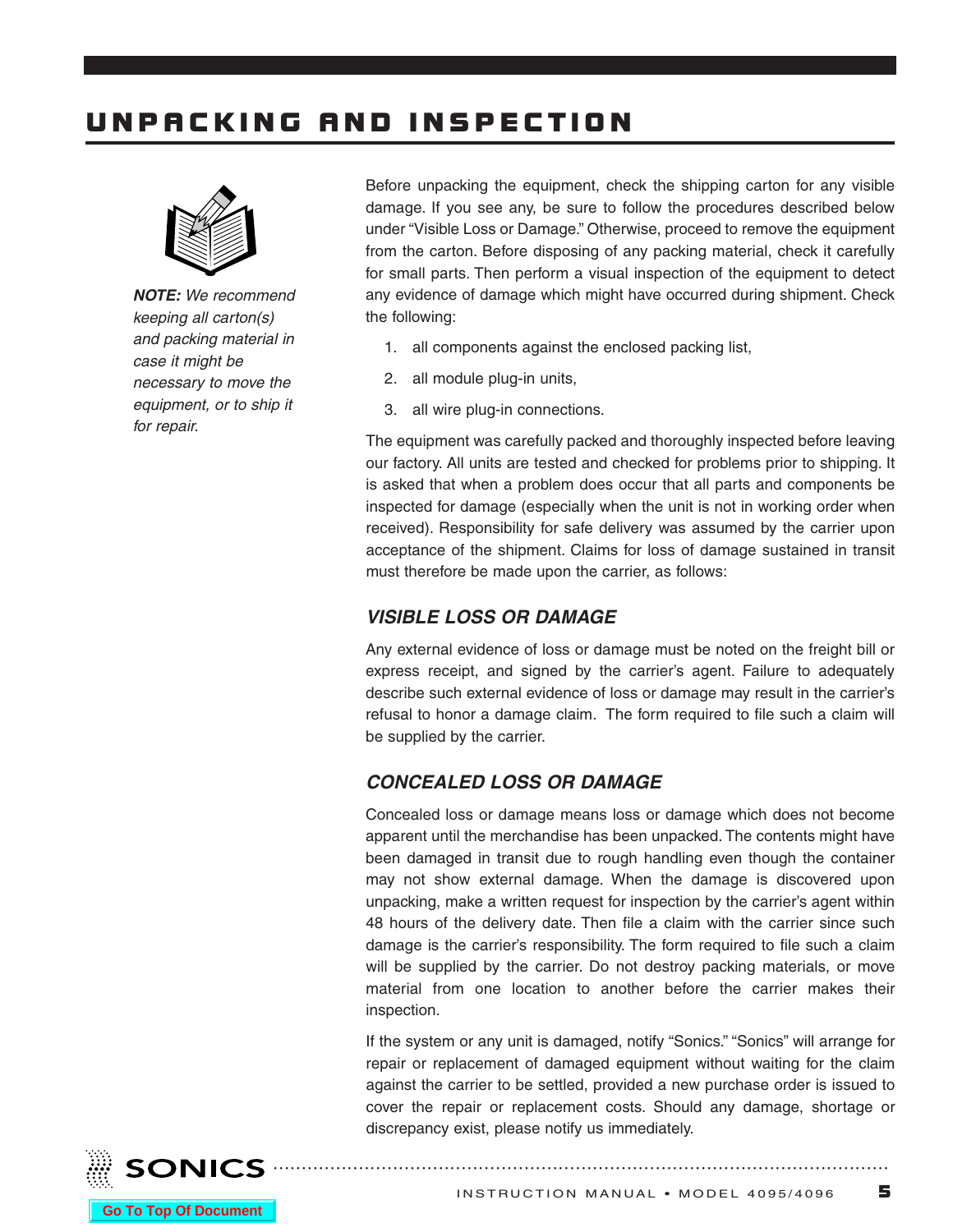# UNPACKING AND INSPECTION

***NOTE:*** *We recommend keeping all carton(s) and packing material in case it might be necessary to move the equipment, or to ship it for repair.*

Before unpacking the equipment, check the shipping carton for any visible damage. If you see any, be sure to follow the procedures described below under "Visible Loss or Damage." Otherwise, proceed to remove the equipment from the carton. Before disposing of any packing material, check it carefully for small parts. Then perform a visual inspection of the equipment to detect any evidence of damage which might have occurred during shipment. Check the following:

1. all components against the enclosed packing list,
2. all module plug-in units,
3. all wire plug-in connections.

The equipment was carefully packed and thoroughly inspected before leaving our factory. All units are tested and checked for problems prior to shipping. It is asked that when a problem does occur that all parts and components be inspected for damage (especially when the unit is not in working order when received). Responsibility for safe delivery was assumed by the carrier upon acceptance of the shipment. Claims for loss of damage sustained in transit must therefore be made upon the carrier, as follows:

## *VISIBLE LOSS OR DAMAGE*

Any external evidence of loss or damage must be noted on the freight bill or express receipt, and signed by the carrier's agent. Failure to adequately describe such external evidence of loss or damage may result in the carrier's refusal to honor a damage claim. The form required to file such a claim will be supplied by the carrier.

## *CONCEALED LOSS OR DAMAGE*

Concealed loss or damage means loss or damage which does not become apparent until the merchandise has been unpacked. The contents might have been damaged in transit due to rough handling even though the container may not show external damage. When the damage is discovered upon unpacking, make a written request for inspection by the carrier's agent within 48 hours of the delivery date. Then file a claim with the carrier since such damage is the carrier's responsibility. The form required to file such a claim will be supplied by the carrier. Do not destroy packing materials, or move material from one location to another before the carrier makes their inspection.

If the system or any unit is damaged, notify "Sonics." "Sonics" will arrange for repair or replacement of damaged equipment without waiting for the claim against the carrier to be settled, provided a new purchase order is issued to cover the repair or replacement costs. Should any damage, shortage or discrepancy exist, please notify us immediately.

Go To Top Of Document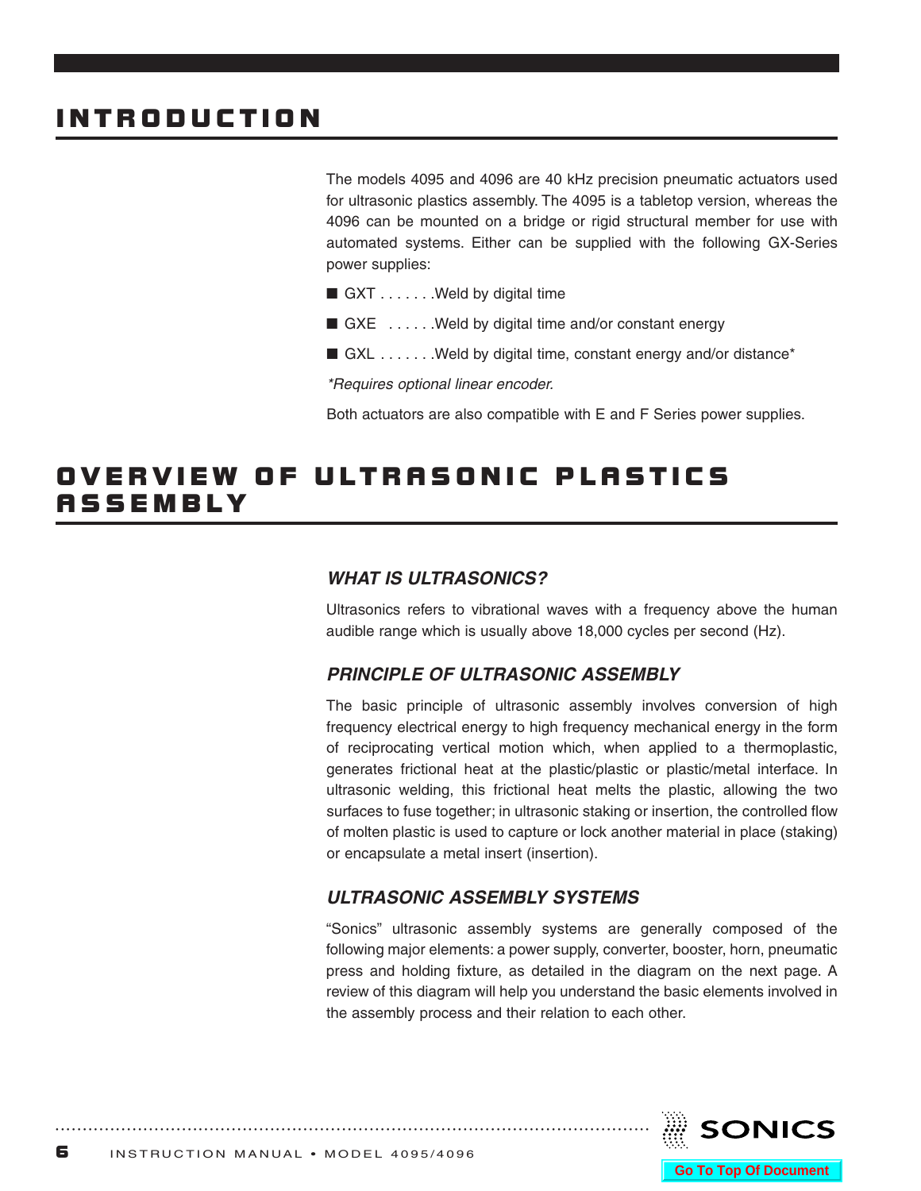# INTRODUCTION

The models 4095 and 4096 are 40 kHz precision pneumatic actuators used for ultrasonic plastics assembly. The 4095 is a tabletop version, whereas the 4096 can be mounted on a bridge or rigid structural member for use with automated systems. Either can be supplied with the following GX-Series power supplies:

- GXT . . . . . . .Weld by digital time
- GXE  . . . . . .Weld by digital time and/or constant energy
- GXL . . . . . . .Weld by digital time, constant energy and/or distance*

*\*Requires optional linear encoder.*

Both actuators are also compatible with E and F Series power supplies.

# OVERVIEW OF ULTRASONIC PLASTICS ASSEMBLY

### *WHAT IS ULTRASONICS?*

Ultrasonics refers to vibrational waves with a frequency above the human audible range which is usually above 18,000 cycles per second (Hz).

### *PRINCIPLE OF ULTRASONIC ASSEMBLY*

The basic principle of ultrasonic assembly involves conversion of high frequency electrical energy to high frequency mechanical energy in the form of reciprocating vertical motion which, when applied to a thermoplastic, generates frictional heat at the plastic/plastic or plastic/metal interface. In ultrasonic welding, this frictional heat melts the plastic, allowing the two surfaces to fuse together; in ultrasonic staking or insertion, the controlled flow of molten plastic is used to capture or lock another material in place (staking) or encapsulate a metal insert (insertion).

### *ULTRASONIC ASSEMBLY SYSTEMS*

"Sonics" ultrasonic assembly systems are generally composed of the following major elements: a power supply, converter, booster, horn, pneumatic press and holding fixture, as detailed in the diagram on the next page. A review of this diagram will help you understand the basic elements involved in the assembly process and their relation to each other.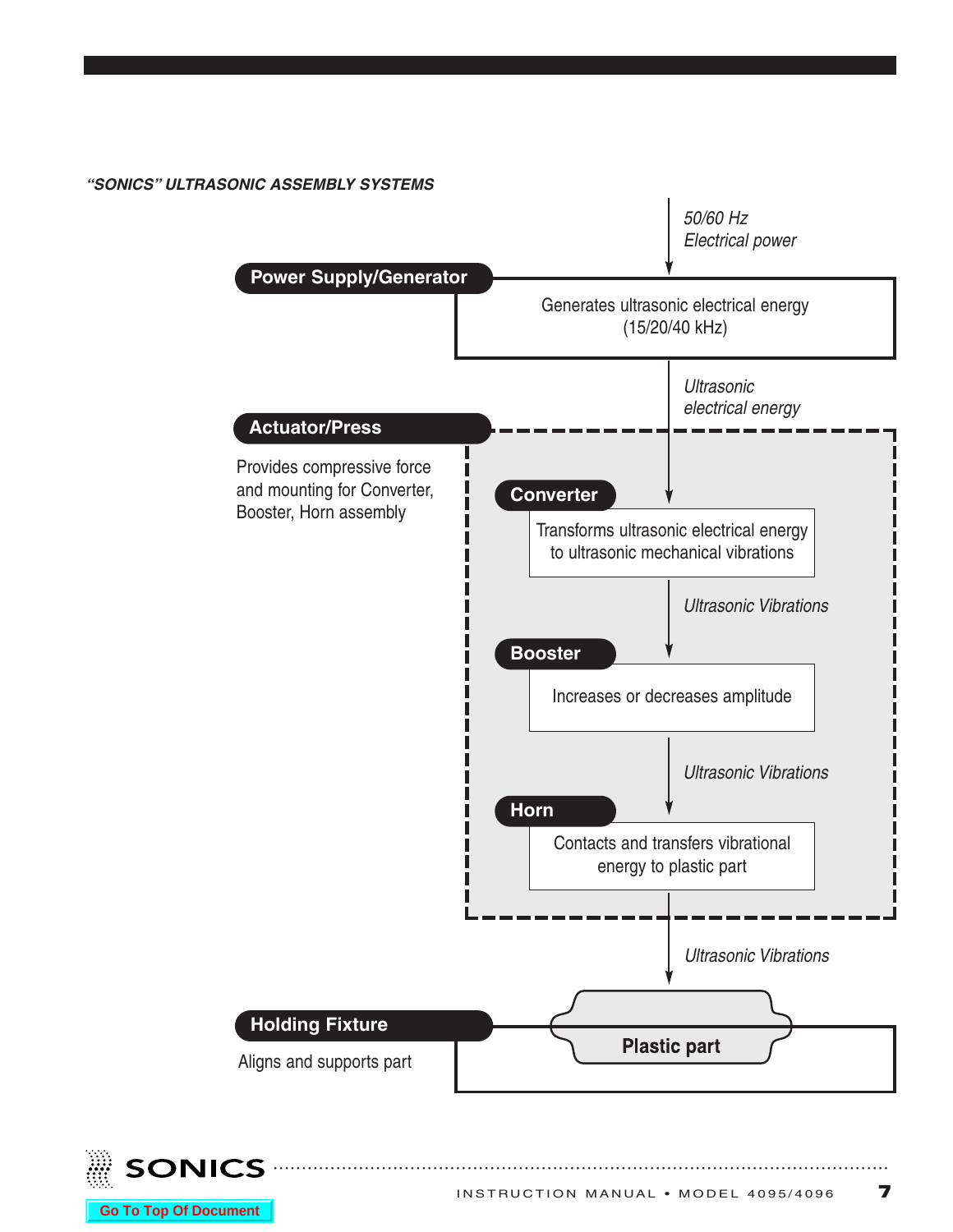***"SONICS" ULTRASONIC ASSEMBLY SYSTEMS***

*50/60 Hz*
*Electrical power*

**Power Supply/Generator**

Generates ultrasonic electrical energy
(15/20/40 kHz)

*Ultrasonic*
*electrical energy*

**Actuator/Press**

Provides compressive force and mounting for Converter, Booster, Horn assembly

**Converter**

Transforms ultrasonic electrical energy to ultrasonic mechanical vibrations

*Ultrasonic Vibrations*

**Booster**

Increases or decreases amplitude

*Ultrasonic Vibrations*

**Horn**

Contacts and transfers vibrational energy to plastic part

*Ultrasonic Vibrations*

**Holding Fixture**

Aligns and supports part

**Plastic part**

Go To Top Of Document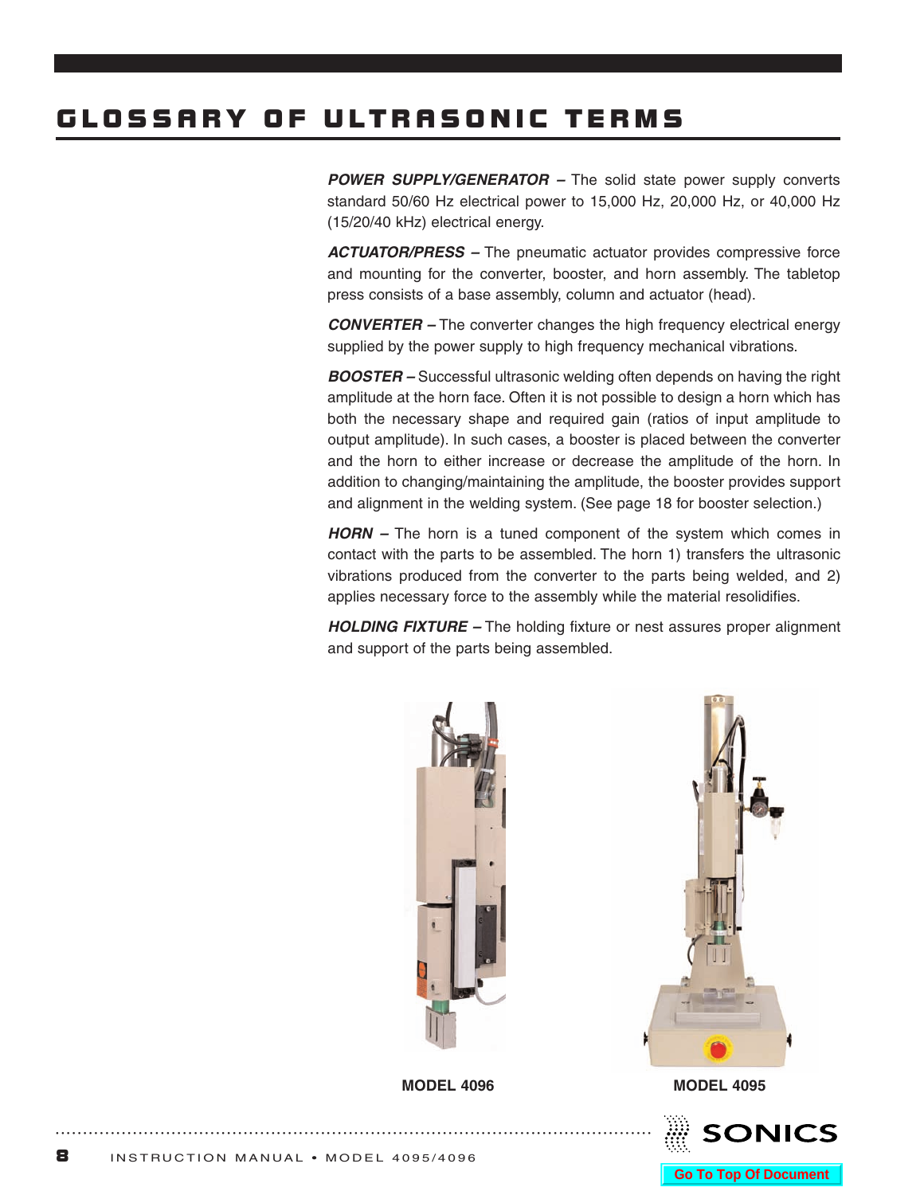# GLOSSARY OF ULTRASONIC TERMS

***POWER SUPPLY/GENERATOR –*** The solid state power supply converts standard 50/60 Hz electrical power to 15,000 Hz, 20,000 Hz, or 40,000 Hz (15/20/40 kHz) electrical energy.

***ACTUATOR/PRESS –*** The pneumatic actuator provides compressive force and mounting for the converter, booster, and horn assembly. The tabletop press consists of a base assembly, column and actuator (head).

***CONVERTER –*** The converter changes the high frequency electrical energy supplied by the power supply to high frequency mechanical vibrations.

***BOOSTER –*** Successful ultrasonic welding often depends on having the right amplitude at the horn face. Often it is not possible to design a horn which has both the necessary shape and required gain (ratios of input amplitude to output amplitude). In such cases, a booster is placed between the converter and the horn to either increase or decrease the amplitude of the horn. In addition to changing/maintaining the amplitude, the booster provides support and alignment in the welding system. (See page 18 for booster selection.)

***HORN –*** The horn is a tuned component of the system which comes in contact with the parts to be assembled. The horn 1) transfers the ultrasonic vibrations produced from the converter to the parts being welded, and 2) applies necessary force to the assembly while the material resolidifies.

***HOLDING FIXTURE –*** The holding fixture or nest assures proper alignment and support of the parts being assembled.

**MODEL 4096**

**MODEL 4095**

Go To Top Of Document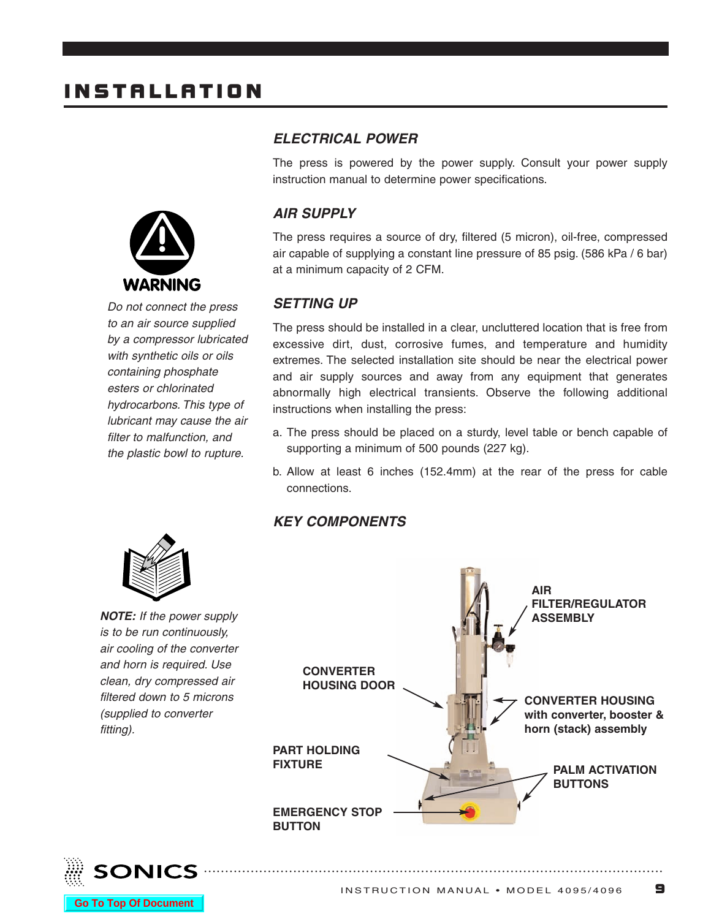# INSTALLATION

## ELECTRICAL POWER

The press is powered by the power supply. Consult your power supply instruction manual to determine power specifications.

## AIR SUPPLY

The press requires a source of dry, filtered (5 micron), oil-free, compressed air capable of supplying a constant line pressure of 85 psig. (586 kPa / 6 bar) at a minimum capacity of 2 CFM.

**WARNING**

*Do not connect the press to an air source supplied by a compressor lubricated with synthetic oils or oils containing phosphate esters or chlorinated hydrocarbons. This type of lubricant may cause the air filter to malfunction, and the plastic bowl to rupture.*

## SETTING UP

The press should be installed in a clear, uncluttered location that is free from excessive dirt, dust, corrosive fumes, and temperature and humidity extremes. The selected installation site should be near the electrical power and air supply sources and away from any equipment that generates abnormally high electrical transients. Observe the following additional instructions when installing the press:

a. The press should be placed on a sturdy, level table or bench capable of supporting a minimum of 500 pounds (227 kg).

b. Allow at least 6 inches (152.4mm) at the rear of the press for cable connections.

## KEY COMPONENTS

***NOTE:** If the power supply is to be run continuously, air cooling of the converter and horn is required. Use clean, dry compressed air filtered down to 5 microns (supplied to converter fitting).*

AIR FILTER/REGULATOR ASSEMBLY

CONVERTER HOUSING DOOR

CONVERTER HOUSING with converter, booster & horn (stack) assembly

PART HOLDING FIXTURE

PALM ACTIVATION BUTTONS

EMERGENCY STOP BUTTON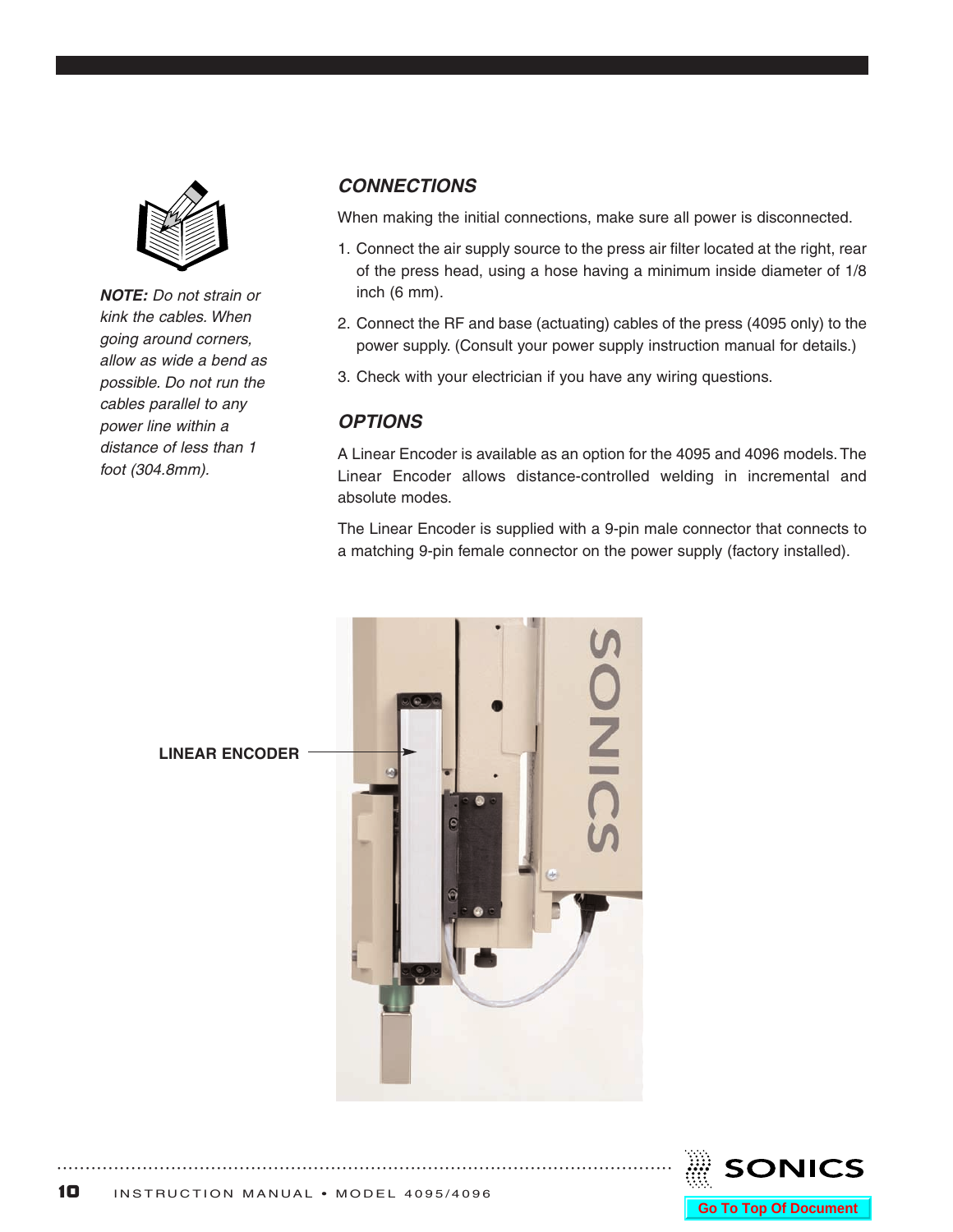***NOTE:*** *Do not strain or kink the cables. When going around corners, allow as wide a bend as possible. Do not run the cables parallel to any power line within a distance of less than 1 foot (304.8mm).*

## *CONNECTIONS*

When making the initial connections, make sure all power is disconnected.

1. Connect the air supply source to the press air filter located at the right, rear of the press head, using a hose having a minimum inside diameter of 1/8 inch (6 mm).
2. Connect the RF and base (actuating) cables of the press (4095 only) to the power supply. (Consult your power supply instruction manual for details.)
3. Check with your electrician if you have any wiring questions.

## *OPTIONS*

A Linear Encoder is available as an option for the 4095 and 4096 models. The Linear Encoder allows distance-controlled welding in incremental and absolute modes.

The Linear Encoder is supplied with a 9-pin male connector that connects to a matching 9-pin female connector on the power supply (factory installed).

**LINEAR ENCODER**

Go To Top Of Document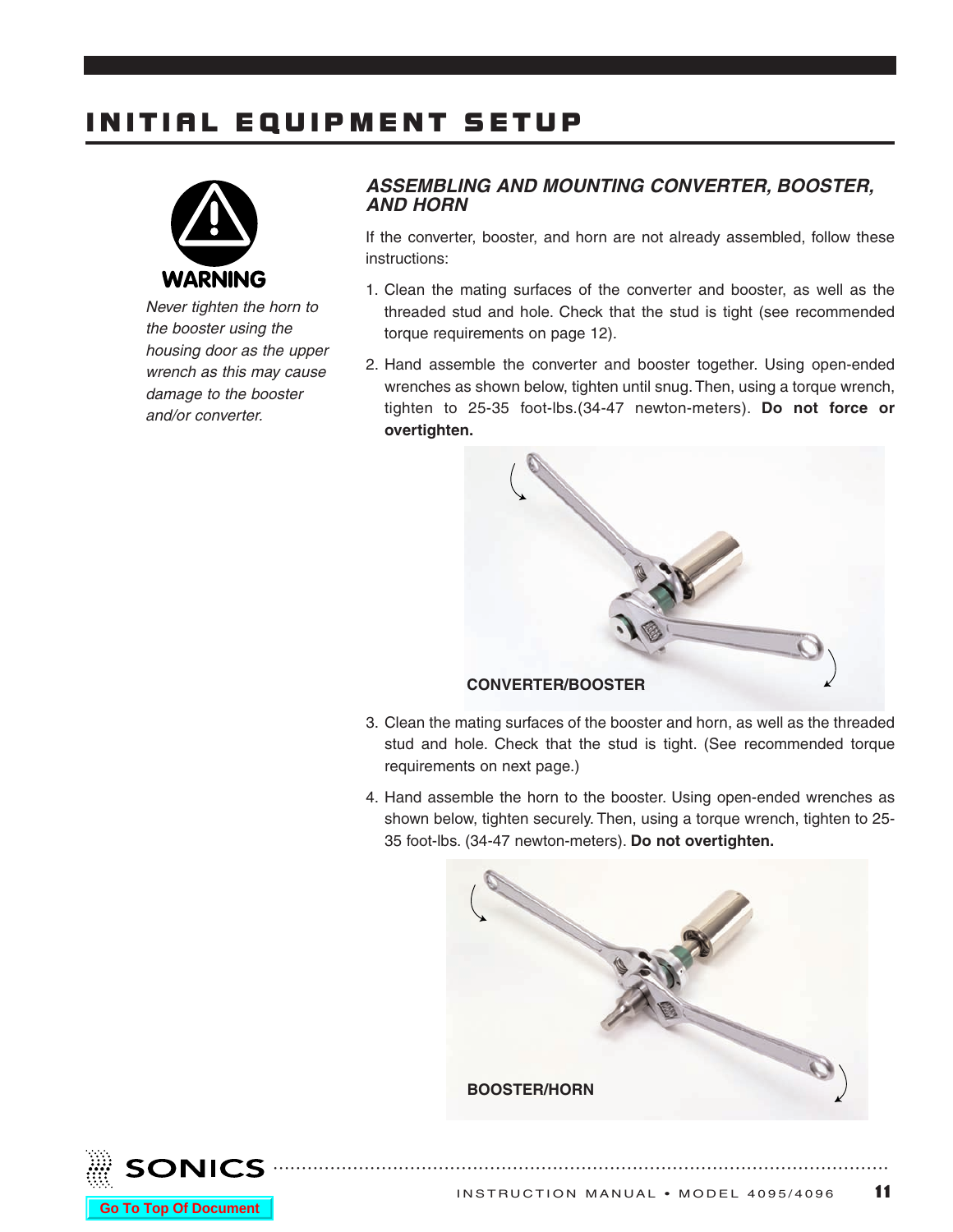# INITIAL EQUIPMENT SETUP

**WARNING**

*Never tighten the horn to the booster using the housing door as the upper wrench as this may cause damage to the booster and/or converter.*

### *ASSEMBLING AND MOUNTING CONVERTER, BOOSTER, AND HORN*

If the converter, booster, and horn are not already assembled, follow these instructions:

1. Clean the mating surfaces of the converter and booster, as well as the threaded stud and hole. Check that the stud is tight (see recommended torque requirements on page 12).
2. Hand assemble the converter and booster together. Using open-ended wrenches as shown below, tighten until snug. Then, using a torque wrench, tighten to 25-35 foot-lbs.(34-47 newton-meters). **Do not force or overtighten.**

**CONVERTER/BOOSTER**

3. Clean the mating surfaces of the booster and horn, as well as the threaded stud and hole. Check that the stud is tight. (See recommended torque requirements on next page.)
4. Hand assemble the horn to the booster. Using open-ended wrenches as shown below, tighten securely. Then, using a torque wrench, tighten to 25-35 foot-lbs. (34-47 newton-meters). **Do not overtighten.**

**BOOSTER/HORN**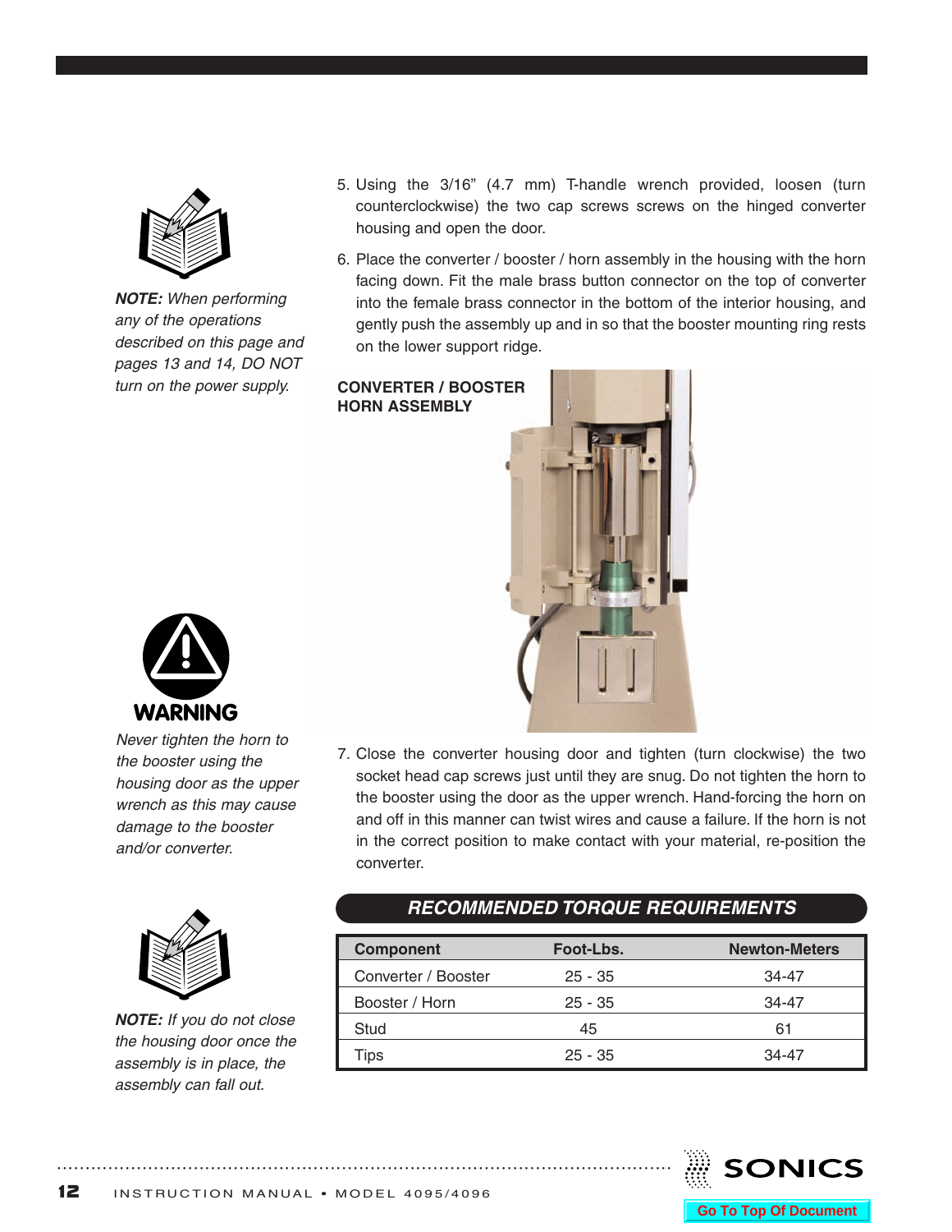**NOTE:** *When performing any of the operations described on this page and pages 13 and 14, DO NOT turn on the power supply.*

5. Using the 3/16" (4.7 mm) T-handle wrench provided, loosen (turn counterclockwise) the two cap screws screws on the hinged converter housing and open the door.
6. Place the converter / booster / horn assembly in the housing with the horn facing down. Fit the male brass button connector on the top of converter into the female brass connector in the bottom of the interior housing, and gently push the assembly up and in so that the booster mounting ring rests on the lower support ridge.

**CONVERTER / BOOSTER HORN ASSEMBLY**

**WARNING**

*Never tighten the horn to the booster using the housing door as the upper wrench as this may cause damage to the booster and/or converter.*

7. Close the converter housing door and tighten (turn clockwise) the two socket head cap screws just until they are snug. Do not tighten the horn to the booster using the door as the upper wrench. Hand-forcing the horn on and off in this manner can twist wires and cause a failure. If the horn is not in the correct position to make contact with your material, re-position the converter.

**NOTE:** *If you do not close the housing door once the assembly is in place, the assembly can fall out.*

## RECOMMENDED TORQUE REQUIREMENTS

| Component | Foot-Lbs. | Newton-Meters |
|---|---|---|
| Converter / Booster | 25 - 35 | 34-47 |
| Booster / Horn | 25 - 35 | 34-47 |
| Stud | 45 | 61 |
| Tips | 25 - 35 | 34-47 |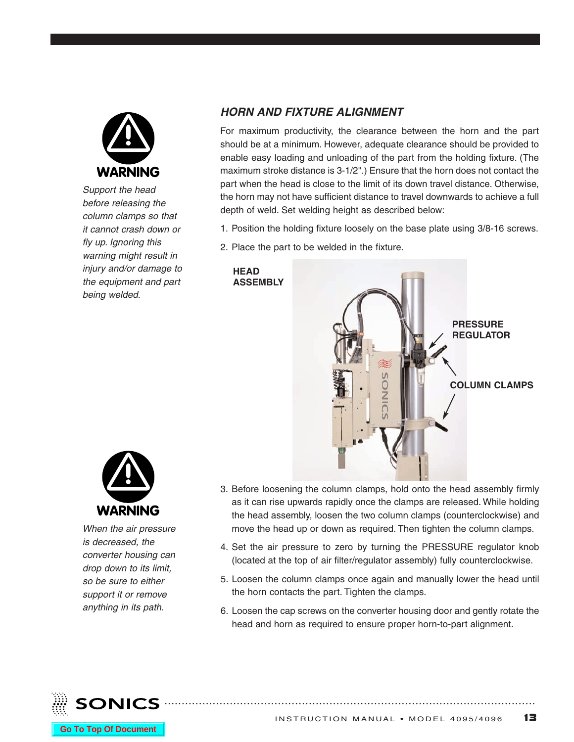**WARNING**

*Support the head before releasing the column clamps so that it cannot crash down or fly up. Ignoring this warning might result in injury and/or damage to the equipment and part being welded.*

### *HORN AND FIXTURE ALIGNMENT*

For maximum productivity, the clearance between the horn and the part should be at a minimum. However, adequate clearance should be provided to enable easy loading and unloading of the part from the holding fixture. (The maximum stroke distance is 3-1/2".) Ensure that the horn does not contact the part when the head is close to the limit of its down travel distance. Otherwise, the horn may not have sufficient distance to travel downwards to achieve a full depth of weld. Set welding height as described below:

1. Position the holding fixture loosely on the base plate using 3/8-16 screws.
2. Place the part to be welded in the fixture.

**HEAD ASSEMBLY**

**PRESSURE REGULATOR**

**COLUMN CLAMPS**

3. Before loosening the column clamps, hold onto the head assembly firmly as it can rise upwards rapidly once the clamps are released. While holding the head assembly, loosen the two column clamps (counterclockwise) and move the head up or down as required. Then tighten the column clamps.
4. Set the air pressure to zero by turning the PRESSURE regulator knob (located at the top of air filter/regulator assembly) fully counterclockwise.
5. Loosen the column clamps once again and manually lower the head until the horn contacts the part. Tighten the clamps.
6. Loosen the cap screws on the converter housing door and gently rotate the head and horn as required to ensure proper horn-to-part alignment.

**WARNING**

*When the air pressure is decreased, the converter housing can drop down to its limit, so be sure to either support it or remove anything in its path.*

Go To Top Of Document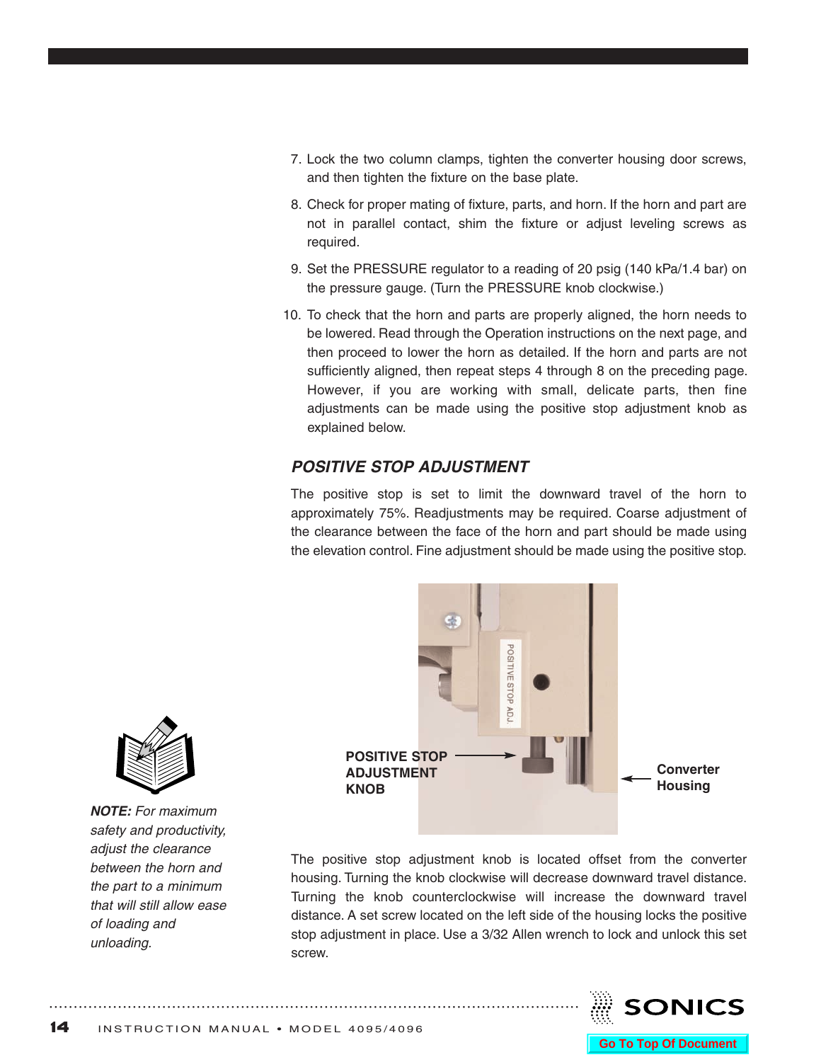7. Lock the two column clamps, tighten the converter housing door screws, and then tighten the fixture on the base plate.
8. Check for proper mating of fixture, parts, and horn. If the horn and part are not in parallel contact, shim the fixture or adjust leveling screws as required.
9. Set the PRESSURE regulator to a reading of 20 psig (140 kPa/1.4 bar) on the pressure gauge. (Turn the PRESSURE knob clockwise.)
10. To check that the horn and parts are properly aligned, the horn needs to be lowered. Read through the Operation instructions on the next page, and then proceed to lower the horn as detailed. If the horn and parts are not sufficiently aligned, then repeat steps 4 through 8 on the preceding page. However, if you are working with small, delicate parts, then fine adjustments can be made using the positive stop adjustment knob as explained below.

### *POSITIVE STOP ADJUSTMENT*

The positive stop is set to limit the downward travel of the horn to approximately 75%. Readjustments may be required. Coarse adjustment of the clearance between the face of the horn and part should be made using the elevation control. Fine adjustment should be made using the positive stop.

POSITIVE STOP ADJ.

**POSITIVE STOP ADJUSTMENT KNOB**

**Converter Housing**

***NOTE:*** *For maximum safety and productivity, adjust the clearance between the horn and the part to a minimum that will still allow ease of loading and unloading.*

The positive stop adjustment knob is located offset from the converter housing. Turning the knob clockwise will decrease downward travel distance. Turning the knob counterclockwise will increase the downward travel distance. A set screw located on the left side of the housing locks the positive stop adjustment in place. Use a 3/32 Allen wrench to lock and unlock this set screw.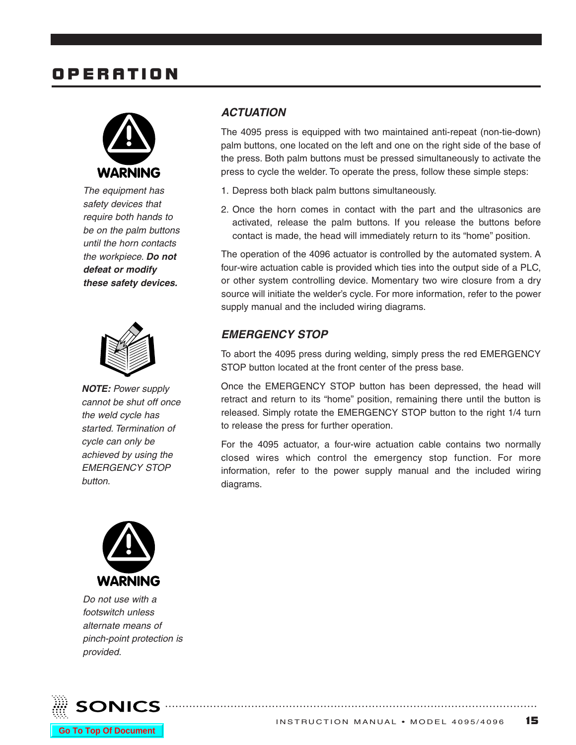# OPERATION

**WARNING**

*The equipment has safety devices that require both hands to be on the palm buttons until the horn contacts the workpiece.* ***Do not defeat or modify these safety devices.***

***NOTE:*** *Power supply cannot be shut off once the weld cycle has started. Termination of cycle can only be achieved by using the EMERGENCY STOP button.*

**WARNING**

*Do not use with a footswitch unless alternate means of pinch-point protection is provided.*

## *ACTUATION*

The 4095 press is equipped with two maintained anti-repeat (non-tie-down) palm buttons, one located on the left and one on the right side of the base of the press. Both palm buttons must be pressed simultaneously to activate the press to cycle the welder. To operate the press, follow these simple steps:

1. Depress both black palm buttons simultaneously.
2. Once the horn comes in contact with the part and the ultrasonics are activated, release the palm buttons. If you release the buttons before contact is made, the head will immediately return to its "home" position.

The operation of the 4096 actuator is controlled by the automated system. A four-wire actuation cable is provided which ties into the output side of a PLC, or other system controlling device. Momentary two wire closure from a dry source will initiate the welder's cycle. For more information, refer to the power supply manual and the included wiring diagrams.

## *EMERGENCY STOP*

To abort the 4095 press during welding, simply press the red EMERGENCY STOP button located at the front center of the press base.

Once the EMERGENCY STOP button has been depressed, the head will retract and return to its "home" position, remaining there until the button is released. Simply rotate the EMERGENCY STOP button to the right 1/4 turn to release the press for further operation.

For the 4095 actuator, a four-wire actuation cable contains two normally closed wires which control the emergency stop function. For more information, refer to the power supply manual and the included wiring diagrams.

Go To Top Of Document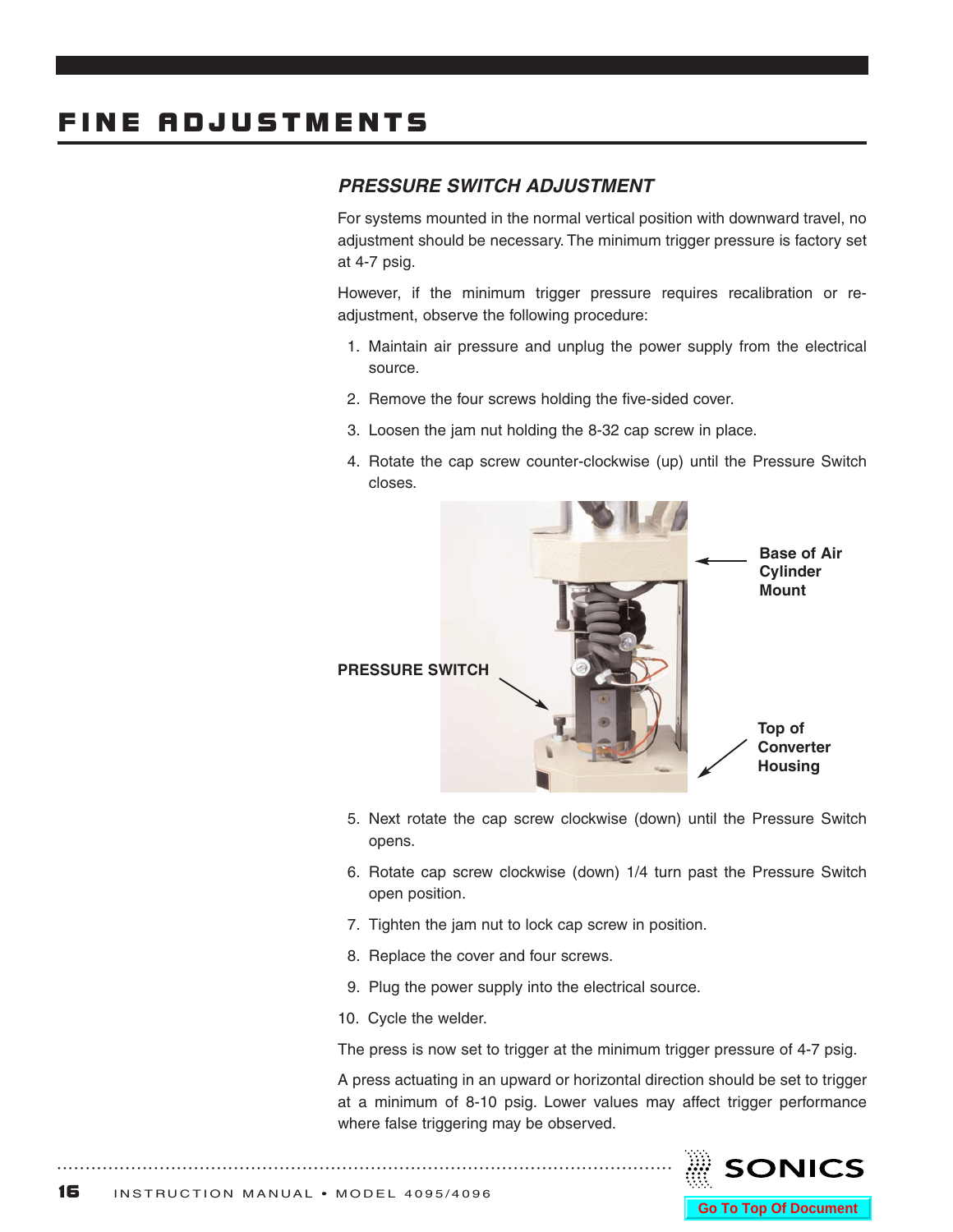# FINE ADJUSTMENTS

## *PRESSURE SWITCH ADJUSTMENT*

For systems mounted in the normal vertical position with downward travel, no adjustment should be necessary. The minimum trigger pressure is factory set at 4-7 psig.

However, if the minimum trigger pressure requires recalibration or re-adjustment, observe the following procedure:

1. Maintain air pressure and unplug the power supply from the electrical source.
2. Remove the four screws holding the five-sided cover.
3. Loosen the jam nut holding the 8-32 cap screw in place.
4. Rotate the cap screw counter-clockwise (up) until the Pressure Switch closes.

**Base of Air Cylinder Mount**

**PRESSURE SWITCH**

**Top of Converter Housing**

5. Next rotate the cap screw clockwise (down) until the Pressure Switch opens.
6. Rotate cap screw clockwise (down) 1/4 turn past the Pressure Switch open position.
7. Tighten the jam nut to lock cap screw in position.
8. Replace the cover and four screws.
9. Plug the power supply into the electrical source.
10. Cycle the welder.

The press is now set to trigger at the minimum trigger pressure of 4-7 psig.

A press actuating in an upward or horizontal direction should be set to trigger at a minimum of 8-10 psig. Lower values may affect trigger performance where false triggering may be observed.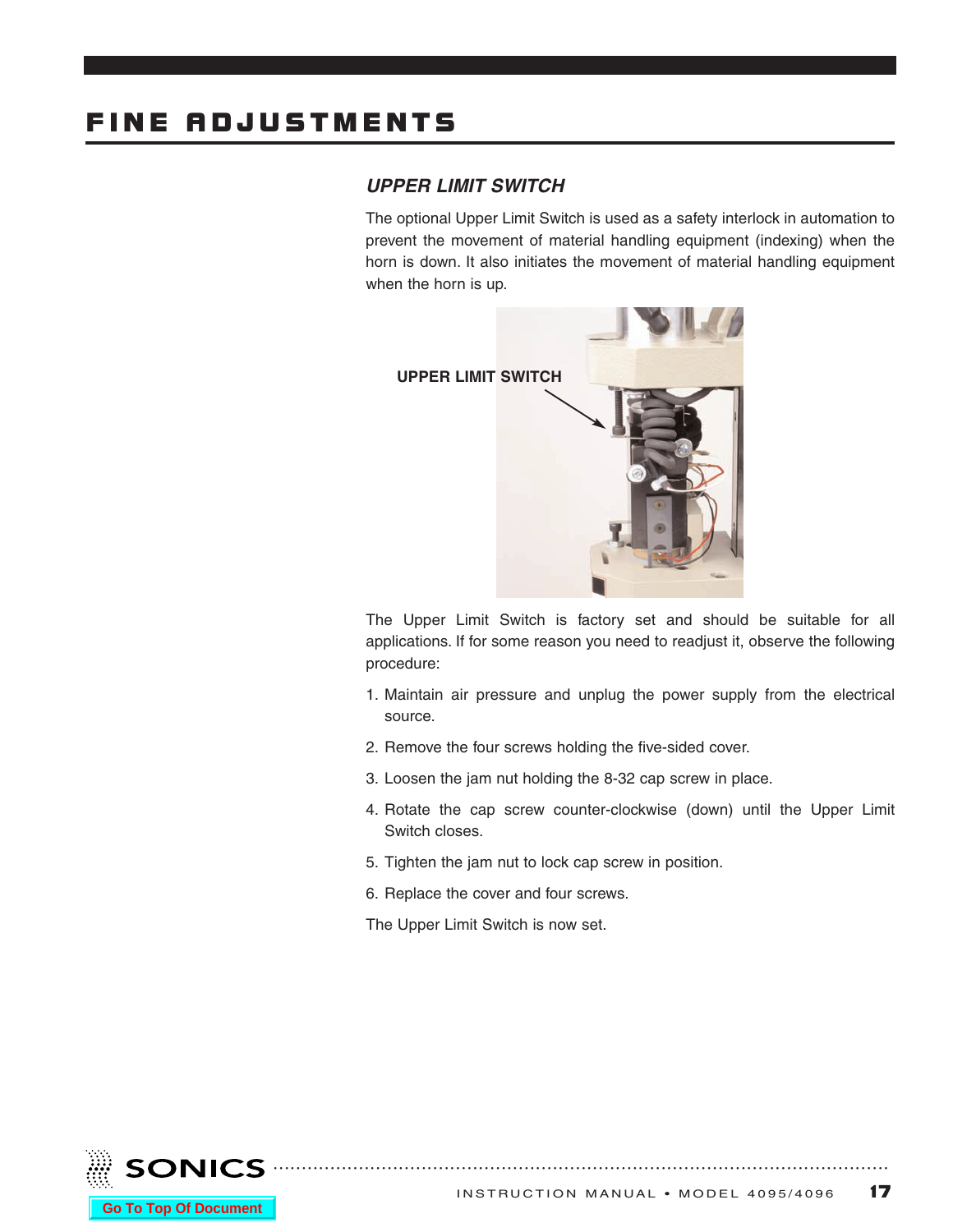# FINE ADJUSTMENTS

## *UPPER LIMIT SWITCH*

The optional Upper Limit Switch is used as a safety interlock in automation to prevent the movement of material handling equipment (indexing) when the horn is down. It also initiates the movement of material handling equipment when the horn is up.

UPPER LIMIT SWITCH

The Upper Limit Switch is factory set and should be suitable for all applications. If for some reason you need to readjust it, observe the following procedure:

1. Maintain air pressure and unplug the power supply from the electrical source.
2. Remove the four screws holding the five-sided cover.
3. Loosen the jam nut holding the 8-32 cap screw in place.
4. Rotate the cap screw counter-clockwise (down) until the Upper Limit Switch closes.
5. Tighten the jam nut to lock cap screw in position.
6. Replace the cover and four screws.

The Upper Limit Switch is now set.

Go To Top Of Document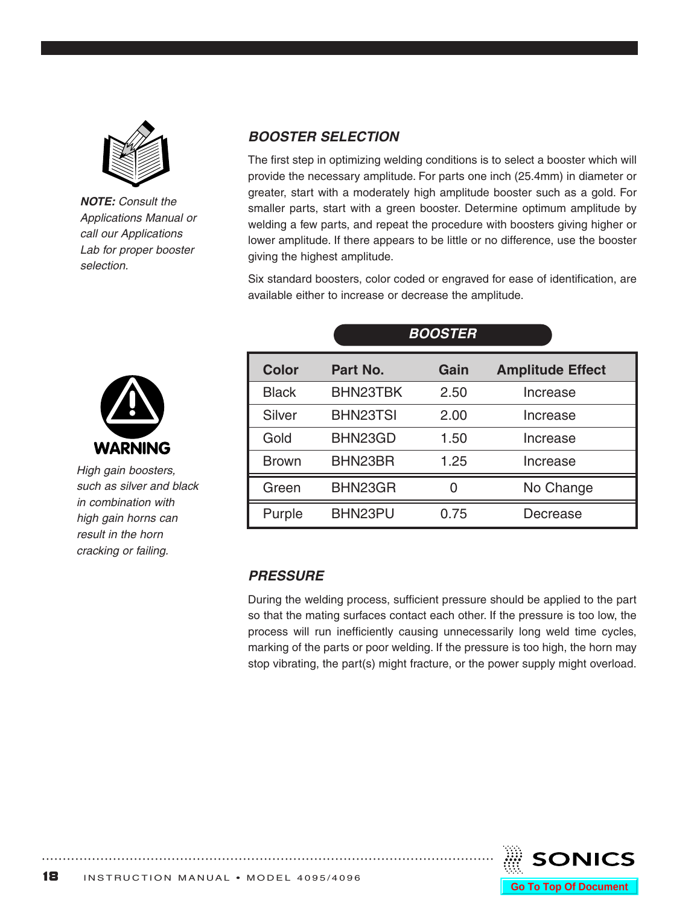**NOTE:** *Consult the Applications Manual or call our Applications Lab for proper booster selection.*

## BOOSTER SELECTION

The first step in optimizing welding conditions is to select a booster which will provide the necessary amplitude. For parts one inch (25.4mm) in diameter or greater, start with a moderately high amplitude booster such as a gold. For smaller parts, start with a green booster. Determine optimum amplitude by welding a few parts, and repeat the procedure with boosters giving higher or lower amplitude. If there appears to be little or no difference, use the booster giving the highest amplitude.

Six standard boosters, color coded or engraved for ease of identification, are available either to increase or decrease the amplitude.

**WARNING**

*High gain boosters, such as silver and black in combination with high gain horns can result in the horn cracking or failing.*

**BOOSTER**

| Color | Part No. | Gain | Amplitude Effect |
|---|---|---|---|
| Black | BHN23TBK | 2.50 | Increase |
| Silver | BHN23TSI | 2.00 | Increase |
| Gold | BHN23GD | 1.50 | Increase |
| Brown | BHN23BR | 1.25 | Increase |
| Green | BHN23GR | 0 | No Change |
| Purple | BHN23PU | 0.75 | Decrease |

## PRESSURE

During the welding process, sufficient pressure should be applied to the part so that the mating surfaces contact each other. If the pressure is too low, the process will run inefficiently causing unnecessarily long weld time cycles, marking of the parts or poor welding. If the pressure is too high, the horn may stop vibrating, the part(s) might fracture, or the power supply might overload.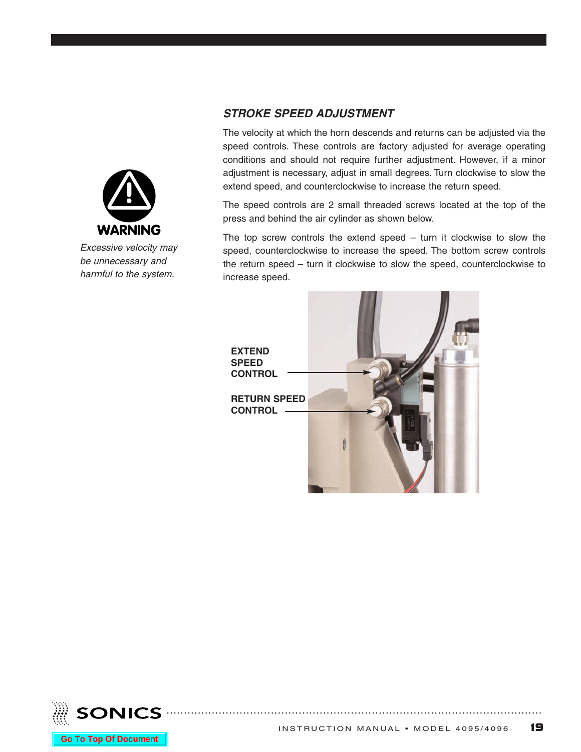### *STROKE SPEED ADJUSTMENT*

The velocity at which the horn descends and returns can be adjusted via the speed controls. These controls are factory adjusted for average operating conditions and should not require further adjustment. However, if a minor adjustment is necessary, adjust in small degrees. Turn clockwise to slow the extend speed, and counterclockwise to increase the return speed.

**WARNING**

*Excessive velocity may be unnecessary and harmful to the system.*

The speed controls are 2 small threaded screws located at the top of the press and behind the air cylinder as shown below.

The top screw controls the extend speed – turn it clockwise to slow the speed, counterclockwise to increase the speed. The bottom screw controls the return speed – turn it clockwise to slow the speed, counterclockwise to increase speed.

**EXTEND SPEED CONTROL**

**RETURN SPEED CONTROL**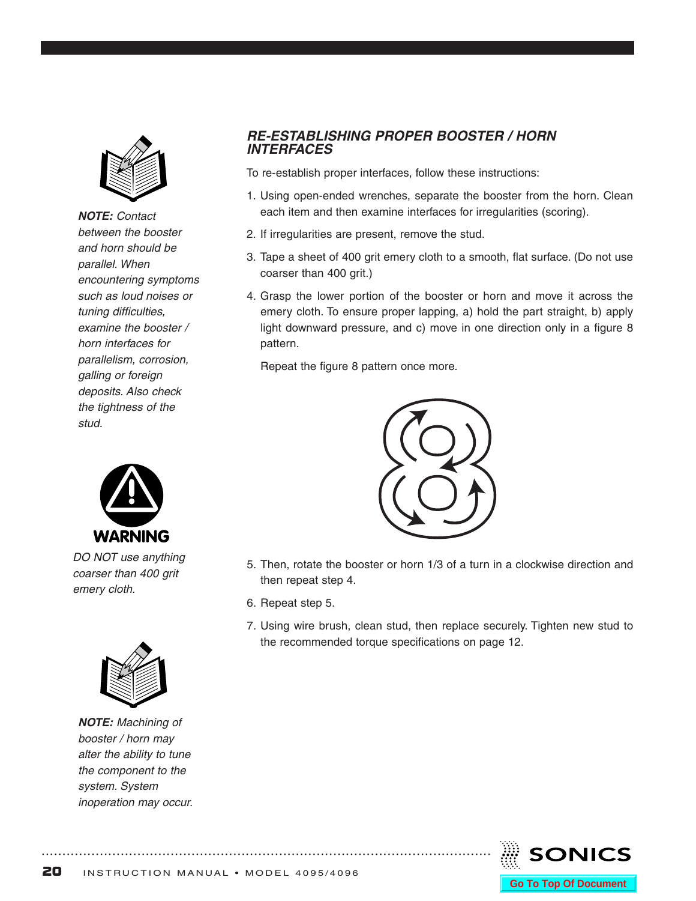## RE-ESTABLISHING PROPER BOOSTER / HORN INTERFACES

To re-establish proper interfaces, follow these instructions:

1. Using open-ended wrenches, separate the booster from the horn. Clean each item and then examine interfaces for irregularities (scoring).
2. If irregularities are present, remove the stud.
3. Tape a sheet of 400 grit emery cloth to a smooth, flat surface. (Do not use coarser than 400 grit.)
4. Grasp the lower portion of the booster or horn and move it across the emery cloth. To ensure proper lapping, a) hold the part straight, b) apply light downward pressure, and c) move in one direction only in a figure 8 pattern.

   Repeat the figure 8 pattern once more.

5. Then, rotate the booster or horn 1/3 of a turn in a clockwise direction and then repeat step 4.
6. Repeat step 5.
7. Using wire brush, clean stud, then replace securely. Tighten new stud to the recommended torque specifications on page 12.

***NOTE:*** *Contact between the booster and horn should be parallel. When encountering symptoms such as loud noises or tuning difficulties, examine the booster / horn interfaces for parallelism, corrosion, galling or foreign deposits. Also check the tightness of the stud.*

**WARNING**

*DO NOT use anything coarser than 400 grit emery cloth.*

***NOTE:*** *Machining of booster / horn may alter the ability to tune the component to the system. System inoperation may occur.*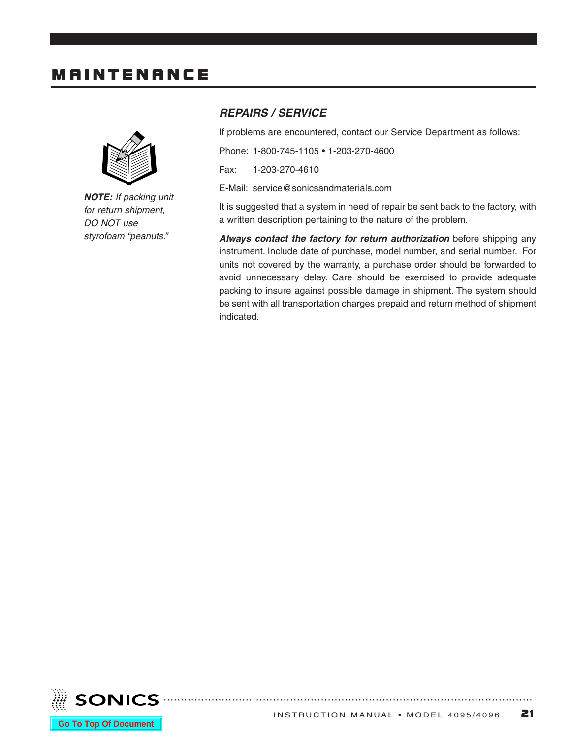# MAINTENANCE

*NOTE:* *If packing unit for return shipment, DO NOT use styrofoam "peanuts."*

## *REPAIRS / SERVICE*

If problems are encountered, contact our Service Department as follows:

Phone: 1-800-745-1105 • 1-203-270-4600

Fax: 1-203-270-4610

E-Mail: service@sonicsandmaterials.com

It is suggested that a system in need of repair be sent back to the factory, with a written description pertaining to the nature of the problem.

***Always contact the factory for return authorization*** before shipping any instrument. Include date of purchase, model number, and serial number. For units not covered by the warranty, a purchase order should be forwarded to avoid unnecessary delay. Care should be exercised to provide adequate packing to insure against possible damage in shipment. The system should be sent with all transportation charges prepaid and return method of shipment indicated.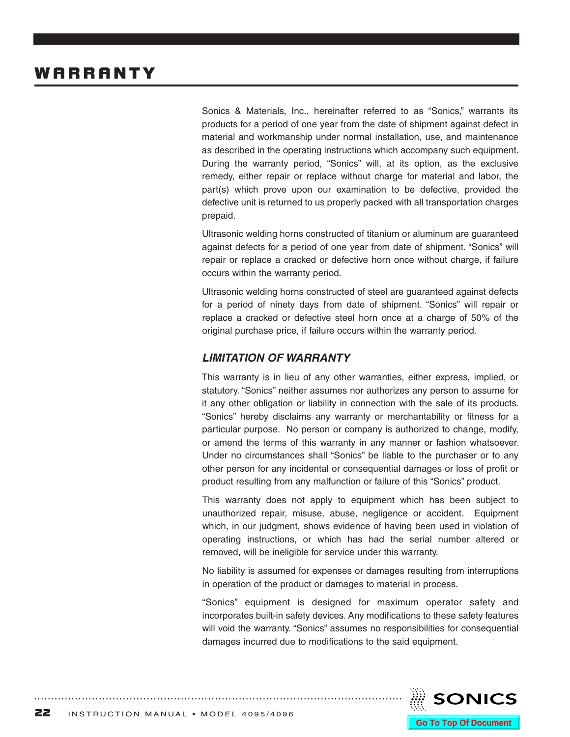# WARRANTY

Sonics & Materials, Inc., hereinafter referred to as "Sonics," warrants its products for a period of one year from the date of shipment against defect in material and workmanship under normal installation, use, and maintenance as described in the operating instructions which accompany such equipment. During the warranty period, "Sonics" will, at its option, as the exclusive remedy, either repair or replace without charge for material and labor, the part(s) which prove upon our examination to be defective, provided the defective unit is returned to us properly packed with all transportation charges prepaid.

Ultrasonic welding horns constructed of titanium or aluminum are guaranteed against defects for a period of one year from date of shipment. "Sonics" will repair or replace a cracked or defective horn once without charge, if failure occurs within the warranty period.

Ultrasonic welding horns constructed of steel are guaranteed against defects for a period of ninety days from date of shipment. "Sonics" will repair or replace a cracked or defective steel horn once at a charge of 50% of the original purchase price, if failure occurs within the warranty period.

## *LIMITATION OF WARRANTY*

This warranty is in lieu of any other warranties, either express, implied, or statutory. "Sonics" neither assumes nor authorizes any person to assume for it any other obligation or liability in connection with the sale of its products. "Sonics" hereby disclaims any warranty or merchantability or fitness for a particular purpose. No person or company is authorized to change, modify, or amend the terms of this warranty in any manner or fashion whatsoever. Under no circumstances shall "Sonics" be liable to the purchaser or to any other person for any incidental or consequential damages or loss of profit or product resulting from any malfunction or failure of this "Sonics" product.

This warranty does not apply to equipment which has been subject to unauthorized repair, misuse, abuse, negligence or accident. Equipment which, in our judgment, shows evidence of having been used in violation of operating instructions, or which has had the serial number altered or removed, will be ineligible for service under this warranty.

No liability is assumed for expenses or damages resulting from interruptions in operation of the product or damages to material in process.

"Sonics" equipment is designed for maximum operator safety and incorporates built-in safety devices. Any modifications to these safety features will void the warranty. "Sonics" assumes no responsibilities for consequential damages incurred due to modifications to the said equipment.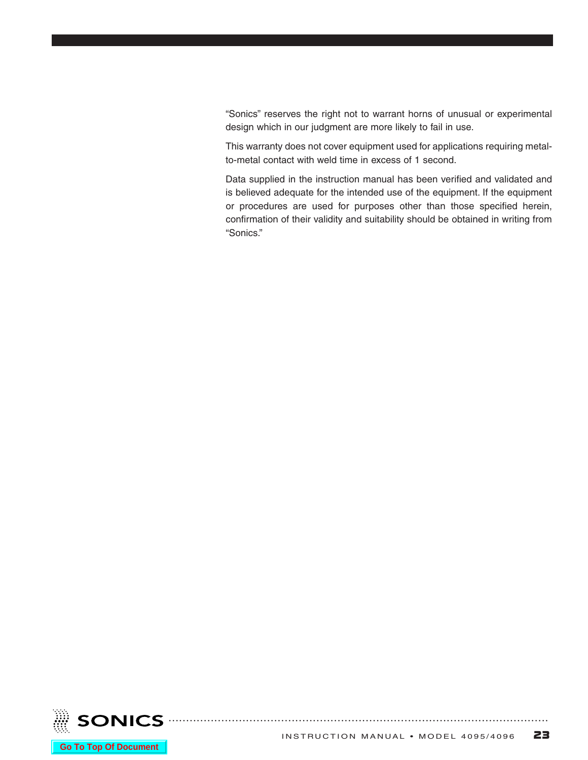"Sonics" reserves the right not to warrant horns of unusual or experimental design which in our judgment are more likely to fail in use.

This warranty does not cover equipment used for applications requiring metal-to-metal contact with weld time in excess of 1 second.

Data supplied in the instruction manual has been verified and validated and is believed adequate for the intended use of the equipment. If the equipment or procedures are used for purposes other than those specified herein, confirmation of their validity and suitability should be obtained in writing from "Sonics."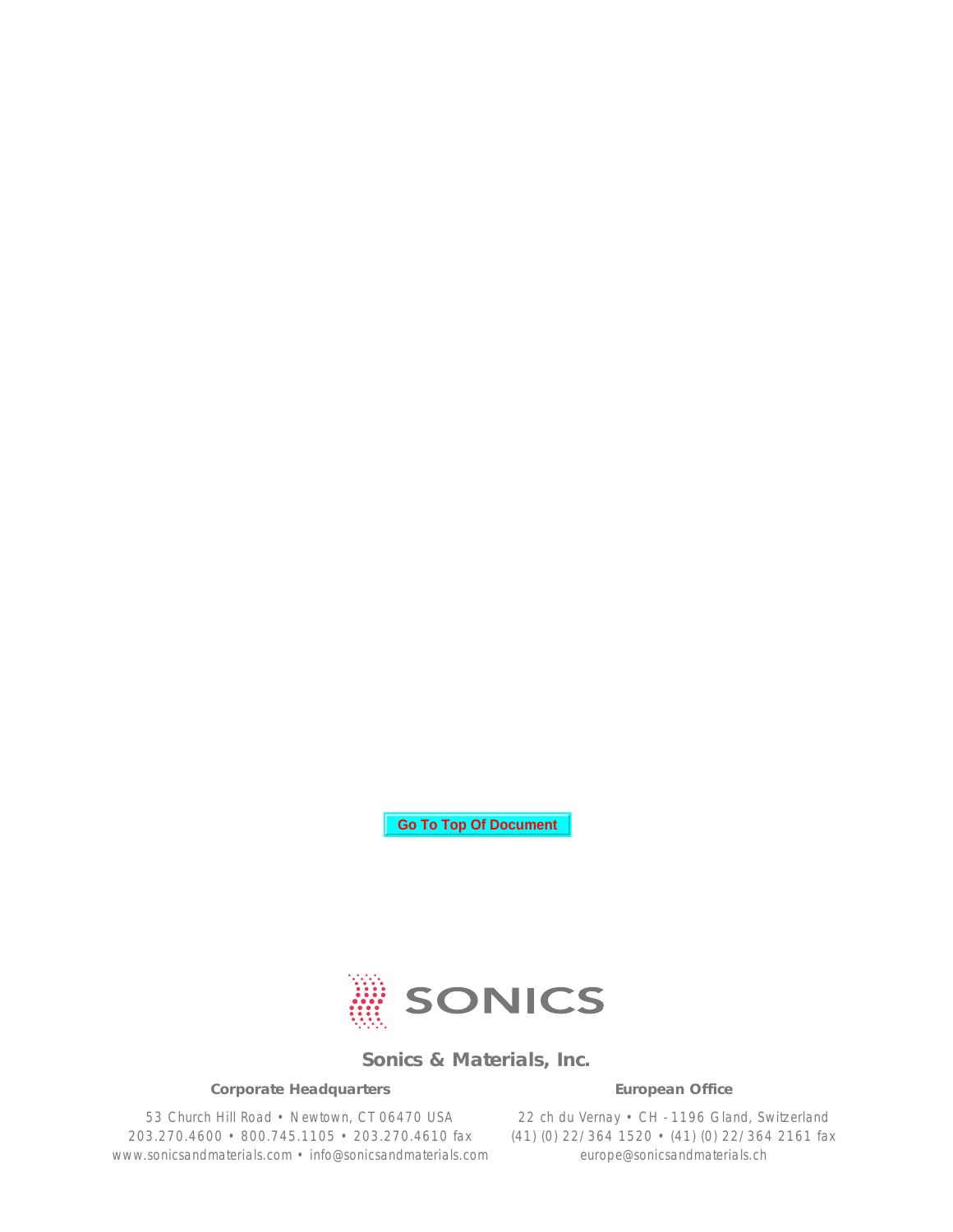Go To Top Of Document

SONICS

**Sonics & Materials, Inc.**

**Corporate Headquarters**

53 Church Hill Road • Newtown, CT 06470 USA
203.270.4600 • 800.745.1105 • 203.270.4610 fax
www.sonicsandmaterials.com • info@sonicsandmaterials.com

**European Office**

22 ch du Vernay • CH - 1196 Gland, Switzerland
(41) (0) 22/364 1520 • (41) (0) 22/364 2161 fax
europe@sonicsandmaterials.ch